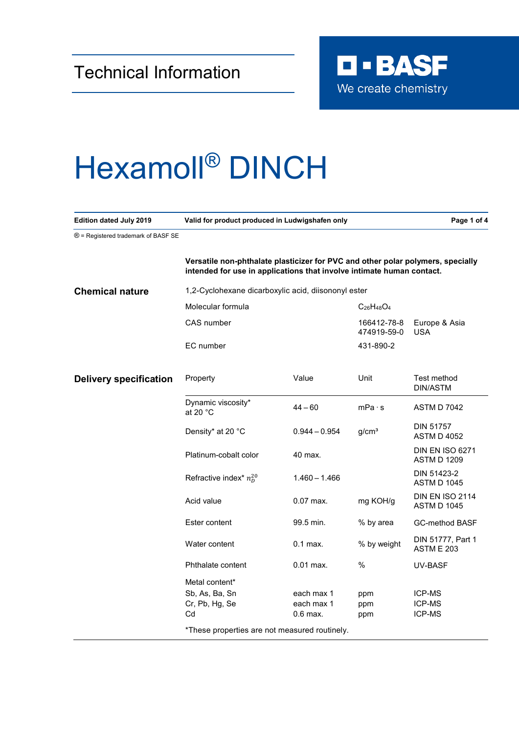Technical Information

BASF
We create chemistry

# Hexamoll® DINCH

**Edition dated July 2019** | **Valid for product produced in Ludwigshafen only**

® = Registered trademark of BASF SE

**Versatile non-phthalate plasticizer for PVC and other polar polymers, specially intended for use in applications that involve intimate human contact.**

## Chemical nature

1,2-Cyclohexane dicarboxylic acid, diisononyl ester

| | | |
|---|---|---|
| Molecular formula | $C_{26}H_{48}O_4$ | |
| CAS number | 166412-78-8<br>474919-59-0 | Europe & Asia<br>USA |
| EC number | 431-890-2 | |

## Delivery specification

| Property | Value | Unit | Test method DIN/ASTM |
|---|---|---|---|
| Dynamic viscosity* at 20 °C | 44 – 60 | mPa · s | ASTM D 7042 |
| Density* at 20 °C | 0.944 – 0.954 | g/cm³ | DIN 51757<br>ASTM D 4052 |
| Platinum-cobalt color | 40 max. | | DIN EN ISO 6271<br>ASTM D 1209 |
| Refractive index* $n_D^{20}$ | 1.460 – 1.466 | | DIN 51423-2<br>ASTM D 1045 |
| Acid value | 0.07 max. | mg KOH/g | DIN EN ISO 2114<br>ASTM D 1045 |
| Ester content | 99.5 min. | % by area | GC-method BASF |
| Water content | 0.1 max. | % by weight | DIN 51777, Part 1<br>ASTM E 203 |
| Phthalate content | 0.01 max. | % | UV-BASF |
| Metal content* | | | |
| Sb, As, Ba, Sn | each max 1 | ppm | ICP-MS |
| Cr, Pb, Hg, Se | each max 1 | ppm | ICP-MS |
| Cd | 0.6 max. | ppm | ICP-MS |

*These properties are not measured routinely.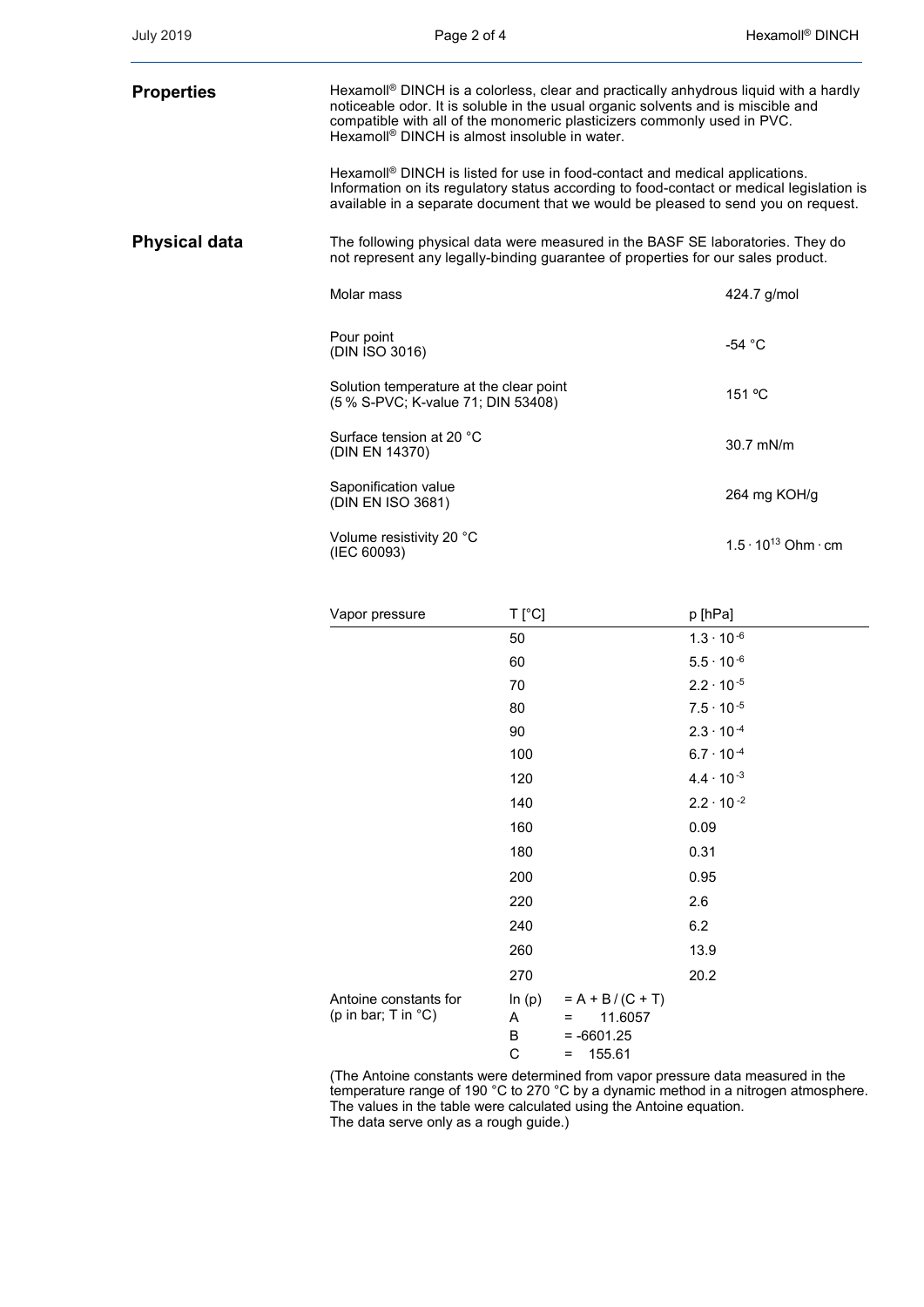## Properties

Hexamoll® DINCH is a colorless, clear and practically anhydrous liquid with a hardly noticeable odor. It is soluble in the usual organic solvents and is miscible and compatible with all of the monomeric plasticizers commonly used in PVC. Hexamoll® DINCH is almost insoluble in water.

Hexamoll® DINCH is listed for use in food-contact and medical applications. Information on its regulatory status according to food-contact or medical legislation is available in a separate document that we would be pleased to send you on request.

## Physical data

The following physical data were measured in the BASF SE laboratories. They do not represent any legally-binding guarantee of properties for our sales product.

| Property | Value |
|---|---|
| Molar mass | 424.7 g/mol |
| Pour point (DIN ISO 3016) | -54 °C |
| Solution temperature at the clear point (5 % S-PVC; K-value 71; DIN 53408) | 151 ºC |
| Surface tension at 20 °C (DIN EN 14370) | 30.7 mN/m |
| Saponification value (DIN EN ISO 3681) | 264 mg KOH/g |
| Volume resistivity 20 °C (IEC 60093) | $1.5 \cdot 10^{13}$ Ohm · cm |

| Vapor pressure | T [°C] | p [hPa] |
|---|---|---|
| | 50 | $1.3 \cdot 10^{-6}$ |
| | 60 | $5.5 \cdot 10^{-6}$ |
| | 70 | $2.2 \cdot 10^{-5}$ |
| | 80 | $7.5 \cdot 10^{-5}$ |
| | 90 | $2.3 \cdot 10^{-4}$ |
| | 100 | $6.7 \cdot 10^{-4}$ |
| | 120 | $4.4 \cdot 10^{-3}$ |
| | 140 | $2.2 \cdot 10^{-2}$ |
| | 160 | 0.09 |
| | 180 | 0.31 |
| | 200 | 0.95 |
| | 220 | 2.6 |
| | 240 | 6.2 |
| | 260 | 13.9 |
| | 270 | 20.2 |

Antoine constants for (p in bar; T in °C)

$$\ln(p) = A + B/(C + T)$$

A = 11.6057
B = -6601.25
C = 155.61

(The Antoine constants were determined from vapor pressure data measured in the temperature range of 190 °C to 270 °C by a dynamic method in a nitrogen atmosphere. The values in the table were calculated using the Antoine equation. The data serve only as a rough guide.)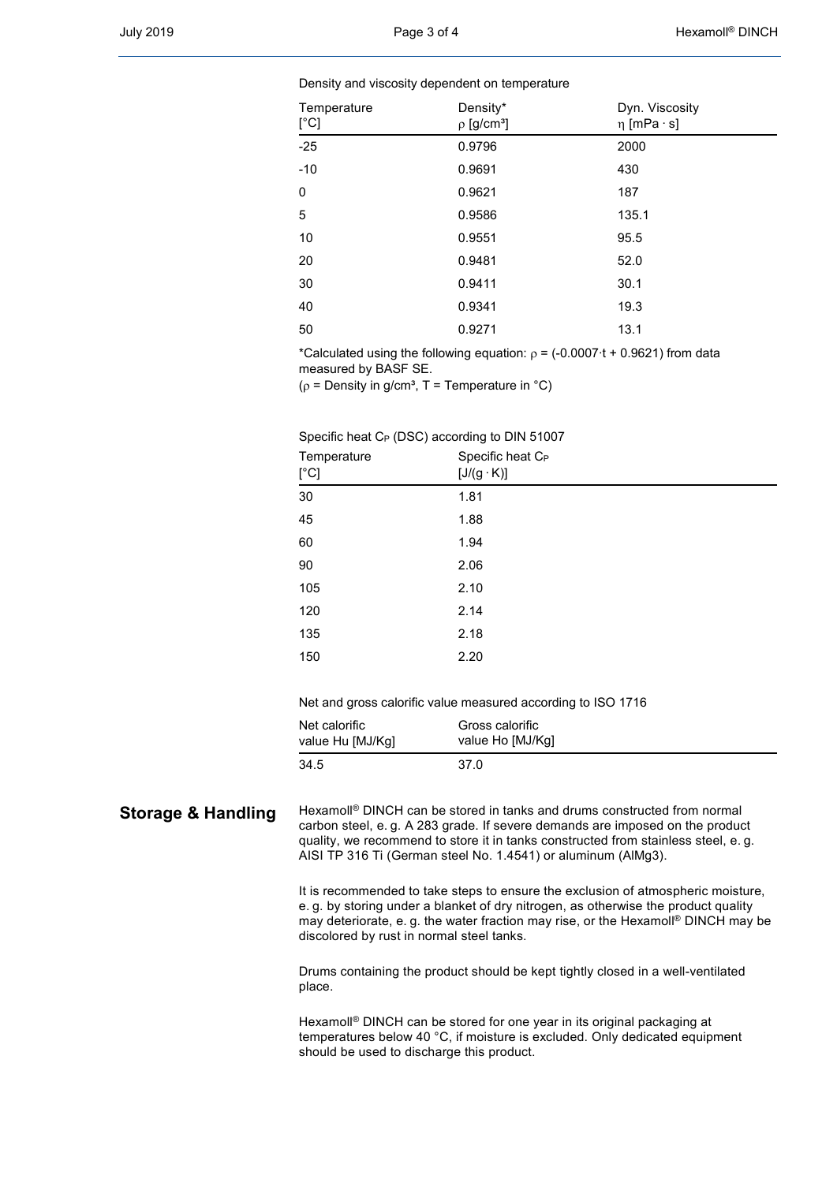Density and viscosity dependent on temperature

| Temperature [°C] | Density* $\rho$ [g/cm³] | Dyn. Viscosity $\eta$ [mPa · s] |
| --- | --- | --- |
| -25 | 0.9796 | 2000 |
| -10 | 0.9691 | 430 |
| 0 | 0.9621 | 187 |
| 5 | 0.9586 | 135.1 |
| 10 | 0.9551 | 95.5 |
| 20 | 0.9481 | 52.0 |
| 30 | 0.9411 | 30.1 |
| 40 | 0.9341 | 19.3 |
| 50 | 0.9271 | 13.1 |

*Calculated using the following equation: $\rho = (-0.0007 \cdot t + 0.9621)$ from data measured by BASF SE.
($\rho$ = Density in g/cm³, T = Temperature in °C)

Specific heat $C_P$ (DSC) according to DIN 51007

| Temperature [°C] | Specific heat $C_P$ [J/(g · K)] |
| --- | --- |
| 30 | 1.81 |
| 45 | 1.88 |
| 60 | 1.94 |
| 90 | 2.06 |
| 105 | 2.10 |
| 120 | 2.14 |
| 135 | 2.18 |
| 150 | 2.20 |

Net and gross calorific value measured according to ISO 1716

| Net calorific value Hu [MJ/Kg] | Gross calorific value Ho [MJ/Kg] |
| --- | --- |
| 34.5 | 37.0 |

## Storage & Handling

Hexamoll® DINCH can be stored in tanks and drums constructed from normal carbon steel, e. g. A 283 grade. If severe demands are imposed on the product quality, we recommend to store it in tanks constructed from stainless steel, e. g. AISI TP 316 Ti (German steel No. 1.4541) or aluminum (AlMg3).

It is recommended to take steps to ensure the exclusion of atmospheric moisture, e. g. by storing under a blanket of dry nitrogen, as otherwise the product quality may deteriorate, e. g. the water fraction may rise, or the Hexamoll® DINCH may be discolored by rust in normal steel tanks.

Drums containing the product should be kept tightly closed in a well-ventilated place.

Hexamoll® DINCH can be stored for one year in its original packaging at temperatures below 40 °C, if moisture is excluded. Only dedicated equipment should be used to discharge this product.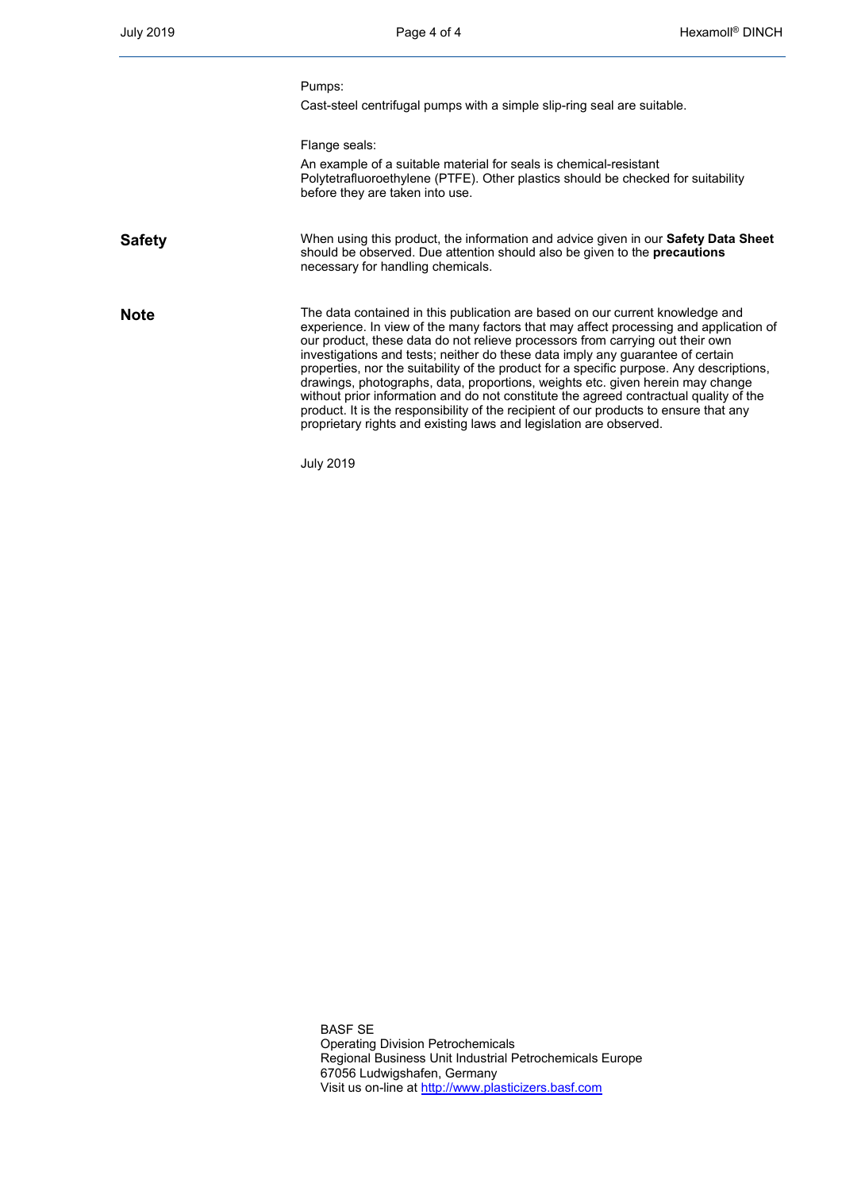Pumps:

Cast-steel centrifugal pumps with a simple slip-ring seal are suitable.

Flange seals:

An example of a suitable material for seals is chemical-resistant Polytetrafluoroethylene (PTFE). Other plastics should be checked for suitability before they are taken into use.

## Safety

When using this product, the information and advice given in our **Safety Data Sheet** should be observed. Due attention should also be given to the **precautions** necessary for handling chemicals.

## Note

The data contained in this publication are based on our current knowledge and experience. In view of the many factors that may affect processing and application of our product, these data do not relieve processors from carrying out their own investigations and tests; neither do these data imply any guarantee of certain properties, nor the suitability of the product for a specific purpose. Any descriptions, drawings, photographs, data, proportions, weights etc. given herein may change without prior information and do not constitute the agreed contractual quality of the product. It is the responsibility of the recipient of our products to ensure that any proprietary rights and existing laws and legislation are observed.

July 2019

BASF SE
Operating Division Petrochemicals
Regional Business Unit Industrial Petrochemicals Europe
67056 Ludwigshafen, Germany
Visit us on-line at http://www.plasticizers.basf.com